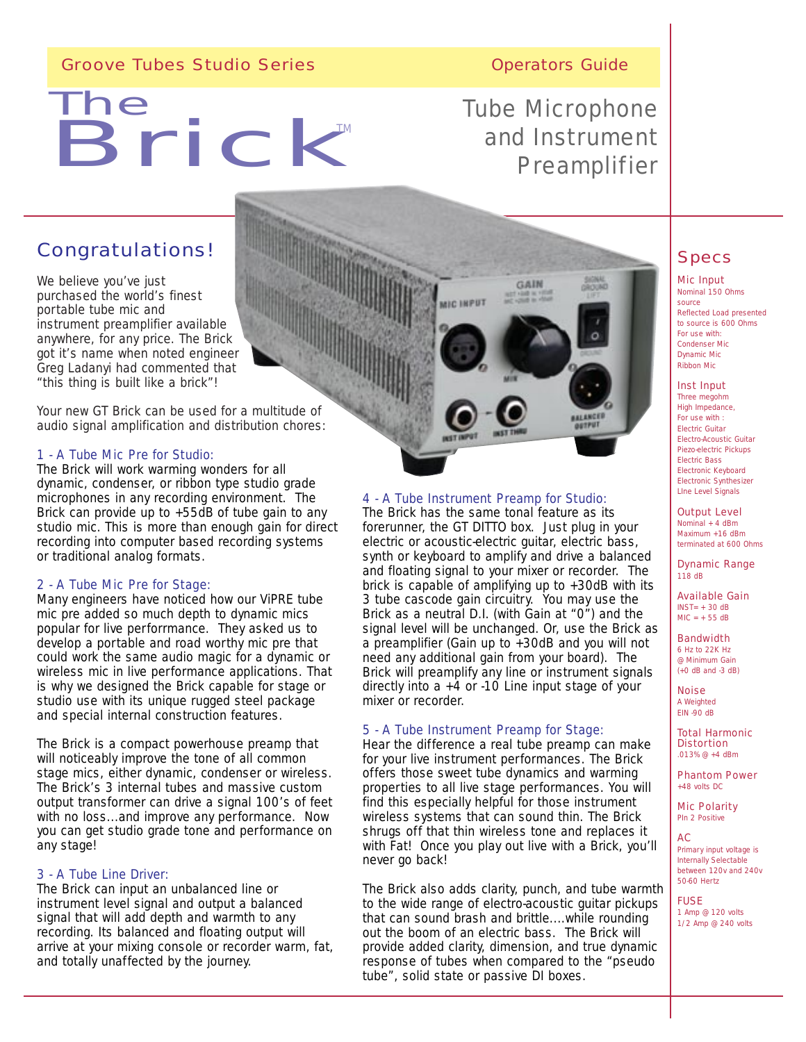Groove Tubes Studio Series — Operators Guide

# The Brick™

## Tube Microphone and Instrument Preamplifier

## Congratulations!

We believe you've just purchased the world's finest portable tube mic and instrument preamplifier available anywhere, for any price. The Brick got it's name when noted engineer Greg Ladanyi had commented that "this thing is built like a brick"!

Your new GT Brick can be used for a multitude of audio signal amplification and distribution chores:

### 1 - A Tube Mic Pre for Studio:

The Brick will work warming wonders for all dynamic, condenser, or ribbon type studio grade microphones in any recording environment. The Brick can provide up to +55dB of tube gain to any studio mic. This is more than enough gain for direct recording into computer based recording systems or traditional analog formats.

### 2 - A Tube Mic Pre for Stage:

Many engineers have noticed how our ViPRE tube mic pre added so much depth to dynamic mics popular for live performmance. They asked us to develop a portable and road worthy mic pre that could work the same audio magic for a dynamic or wireless mic in live performance applications. That is why we designed the Brick capable for stage or studio use with its unique rugged steel package and special internal construction features.

The Brick is a compact powerhouse preamp that will noticeably improve the tone of all common stage mics, either dynamic, condenser or wireless. The Brick's 3 internal tubes and massive custom output transformer can drive a signal 100's of feet with no loss...and improve any performance. Now you can get studio grade tone and performance on any stage!

### 3 - A Tube Line Driver:

The Brick can input an unbalanced line or instrument level signal and output a balanced signal that will add depth and warmth to any recording. Its balanced and floating output will arrive at your mixing console or recorder warm, fat, and totally unaffected by the journey.

### 4 - A Tube Instrument Preamp for Studio:

The Brick has the same tonal feature as its forerunner, the GT DITTO box. Just plug in your electric or acoustic-electric guitar, electric bass, synth or keyboard to amplify and drive a balanced and floating signal to your mixer or recorder. The brick is capable of amplifying up to +30dB with its 3 tube cascode gain circuitry. You may use the Brick as a neutral D.I. (with Gain at "0") and the signal level will be unchanged. Or, use the Brick as a preamplifier (Gain up to +30dB and you will not need any additional gain from your board). The Brick will preamplify any line or instrument signals directly into a +4 or -10 Line input stage of your mixer or recorder.

### 5 - A Tube Instrument Preamp for Stage:

Hear the difference a real tube preamp can make for your live instrument performances. The Brick offers those sweet tube dynamics and warming properties to all live stage performances. You will find this especially helpful for those instrument wireless systems that can sound thin. The Brick shrugs off that thin wireless tone and replaces it with Fat! Once you play out live with a Brick, you'll never go back!

The Brick also adds clarity, punch, and tube warmth to the wide range of electro-acoustic guitar pickups that can sound brash and brittle....while rounding out the boom of an electric bass. The Brick will provide added clarity, dimension, and true dynamic response of tubes when compared to the "pseudo tube", solid state or passive DI boxes.

## Specs

**Mic Input**
Nominal 150 Ohms source
Reflected Load presented to source is 600 Ohms
For use with:
Condenser Mic
Dynamic Mic
Ribbon Mic

**Inst Input**
Three megohm
High Impedance,
For use with :
Electric Guitar
Electro-Acoustic Guitar
Piezo-electric Pickups
Electric Bass
Electronic Keyboard
Electronic Synthesizer
LIne Level Signals

**Output Level**
Nominal + 4 dBm
Maximum +16 dBm
terminated at 600 Ohms

**Dynamic Range**
118 dB

**Available Gain**
INST= + 30 dB
MIC = + 55 dB

**Bandwidth**
6 Hz to 22K Hz
@ Minimum Gain
(+0 dB and -3 dB)

**Noise**
A Weighted
EIN -90 dB

**Total Harmonic Distortion**
.013% @ +4 dBm

**Phantom Power**
+48 volts DC

**Mic Polarity**
Pin 2 Positive

**AC**
Primary input voltage is Internally Selectable between 120v and 240v
50-60 Hertz

**FUSE**
1 Amp @ 120 volts
1/2 Amp @ 240 volts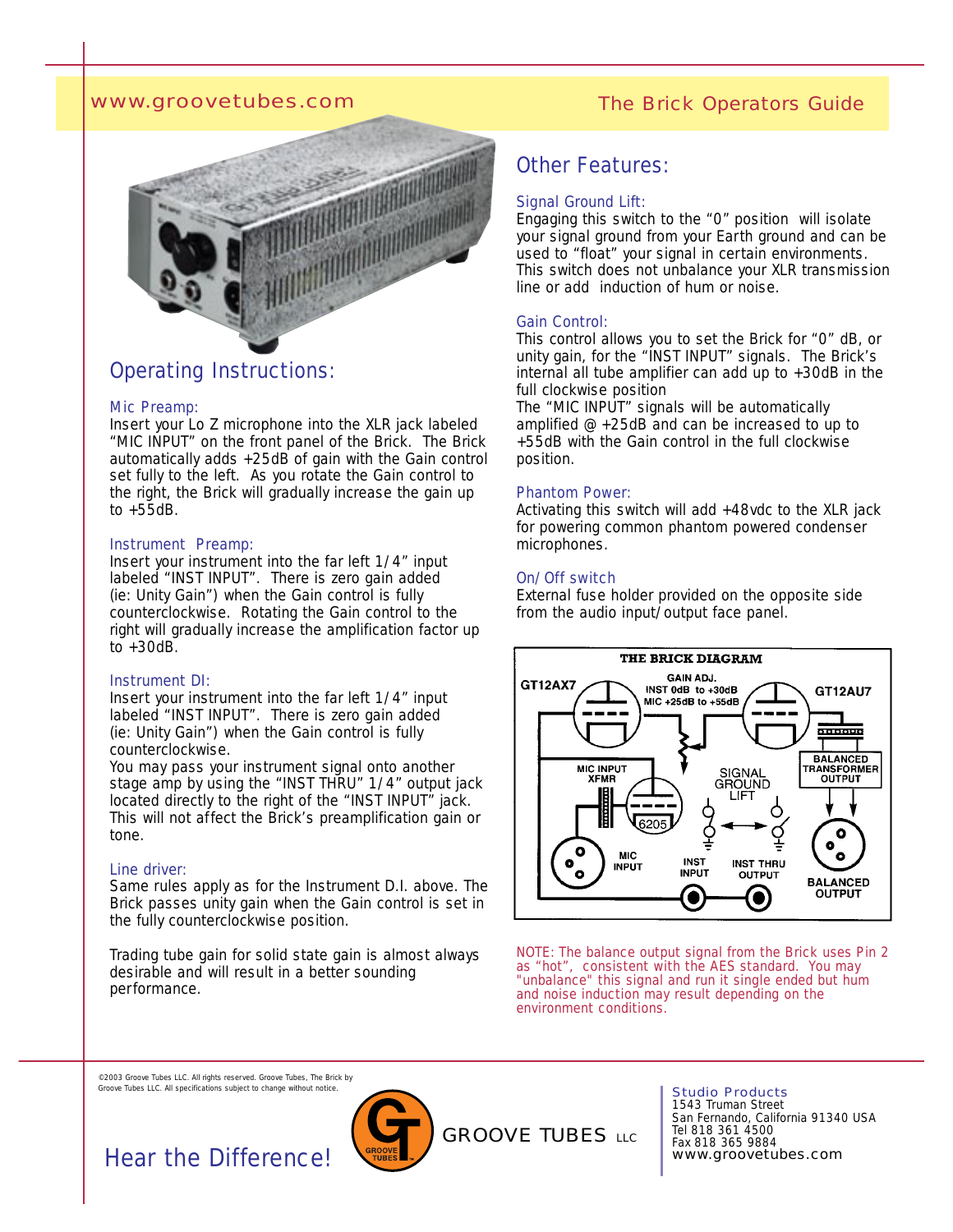## Operating Instructions:

### Mic Preamp:

Insert your Lo Z microphone into the XLR jack labeled "MIC INPUT" on the front panel of the Brick. The Brick automatically adds +25dB of gain with the Gain control set fully to the left. As you rotate the Gain control to the right, the Brick will gradually increase the gain up to +55dB.

### Instrument Preamp:

Insert your instrument into the far left 1/4" input labeled "INST INPUT". There is zero gain added (ie: Unity Gain") when the Gain control is fully counterclockwise. Rotating the Gain control to the right will gradually increase the amplification factor up to +30dB.

### Instrument DI:

Insert your instrument into the far left 1/4" input labeled "INST INPUT". There is zero gain added (ie: Unity Gain") when the Gain control is fully counterclockwise.
You may pass your instrument signal onto another stage amp by using the "INST THRU" 1/4" output jack located directly to the right of the "INST INPUT" jack. This will not affect the Brick's preamplification gain or tone.

### Line driver:

Same rules apply as for the Instrument D.I. above. The Brick passes unity gain when the Gain control is set in the fully counterclockwise position.

Trading tube gain for solid state gain is almost always desirable and will result in a better sounding performance.

## Other Features:

### Signal Ground Lift:

Engaging this switch to the "0" position will isolate your signal ground from your Earth ground and can be used to "float" your signal in certain environments. This switch does not unbalance your XLR transmission line or add induction of hum or noise.

### Gain Control:

This control allows you to set the Brick for "0" dB, or unity gain, for the "INST INPUT" signals. The Brick's internal all tube amplifier can add up to +30dB in the full clockwise position
The "MIC INPUT" signals will be automatically amplified @ +25dB and can be increased to up to +55dB with the Gain control in the full clockwise position.

### Phantom Power:

Activating this switch will add +48vdc to the XLR jack for powering common phantom powered condenser microphones.

### On/Off switch

External fuse holder provided on the opposite side from the audio input/output face panel.

THE BRICK DIAGRAM

GT12AX7

GAIN ADJ.
INST 0dB to +30dB
MIC +25dB to +55dB

GT12AU7

BALANCED TRANSFORMER OUTPUT

MIC INPUT XFMR

6205

SIGNAL GROUND LIFT

MIC INPUT

INST INPUT

INST THRU OUTPUT

BALANCED OUTPUT

NOTE: The balance output signal from the Brick uses Pin 2 as "hot", consistent with the AES standard. You may "unbalance" this signal and run it single ended but hum and noise induction may result depending on the environment conditions.

©2003 Groove Tubes LLC. All rights reserved. Groove Tubes, The Brick by Groove Tubes LLC. All specifications subject to change without notice.

Hear the Difference!

GROOVE TUBES LLC

Studio Products
1543 Truman Street
San Fernando, California 91340 USA
Tel 818 361 4500
Fax 818 365 9884
www.groovetubes.com